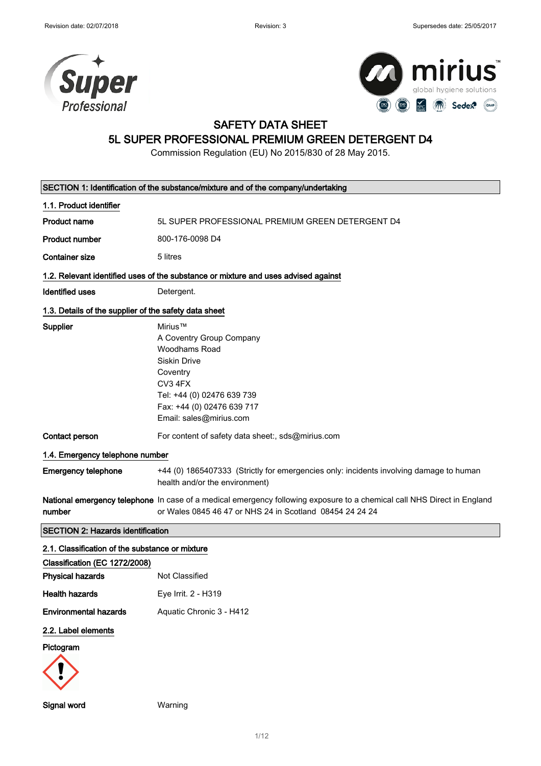Revision date: 02/07/2018 Revision: 3 Supersedes date: 25/05/2017

# SAFETY DATA SHEET
# 5L SUPER PROFESSIONAL PREMIUM GREEN DETERGENT D4

Commission Regulation (EU) No 2015/830 of 28 May 2015.

## SECTION 1: Identification of the substance/mixture and of the company/undertaking

### 1.1. Product identifier

| | |
|---|---|
| **Product name** | 5L SUPER PROFESSIONAL PREMIUM GREEN DETERGENT D4 |
| **Product number** | 800-176-0098 D4 |
| **Container size** | 5 litres |

### 1.2. Relevant identified uses of the substance or mixture and uses advised against

| | |
|---|---|
| **Identified uses** | Detergent. |

### 1.3. Details of the supplier of the safety data sheet

| | |
|---|---|
| **Supplier** | Mirius™<br>A Coventry Group Company<br>Woodhams Road<br>Siskin Drive<br>Coventry<br>CV3 4FX<br>Tel: +44 (0) 02476 639 739<br>Fax: +44 (0) 02476 639 717<br>Email: sales@mirius.com |
| **Contact person** | For content of safety data sheet:, sds@mirius.com |

### 1.4. Emergency telephone number

| | |
|---|---|
| **Emergency telephone** | +44 (0) 1865407333 (Strictly for emergencies only: incidents involving damage to human health and/or the environment) |
| **National emergency telephone number** | In case of a medical emergency following exposure to a chemical call NHS Direct in England or Wales 0845 46 47 or NHS 24 in Scotland 08454 24 24 24 |

## SECTION 2: Hazards identification

### 2.1. Classification of the substance or mixture

**Classification (EC 1272/2008)**

| | |
|---|---|
| **Physical hazards** | Not Classified |
| **Health hazards** | Eye Irrit. 2 - H319 |
| **Environmental hazards** | Aquatic Chronic 3 - H412 |

### 2.2. Label elements

**Pictogram**

| | |
|---|---|
| **Signal word** | Warning |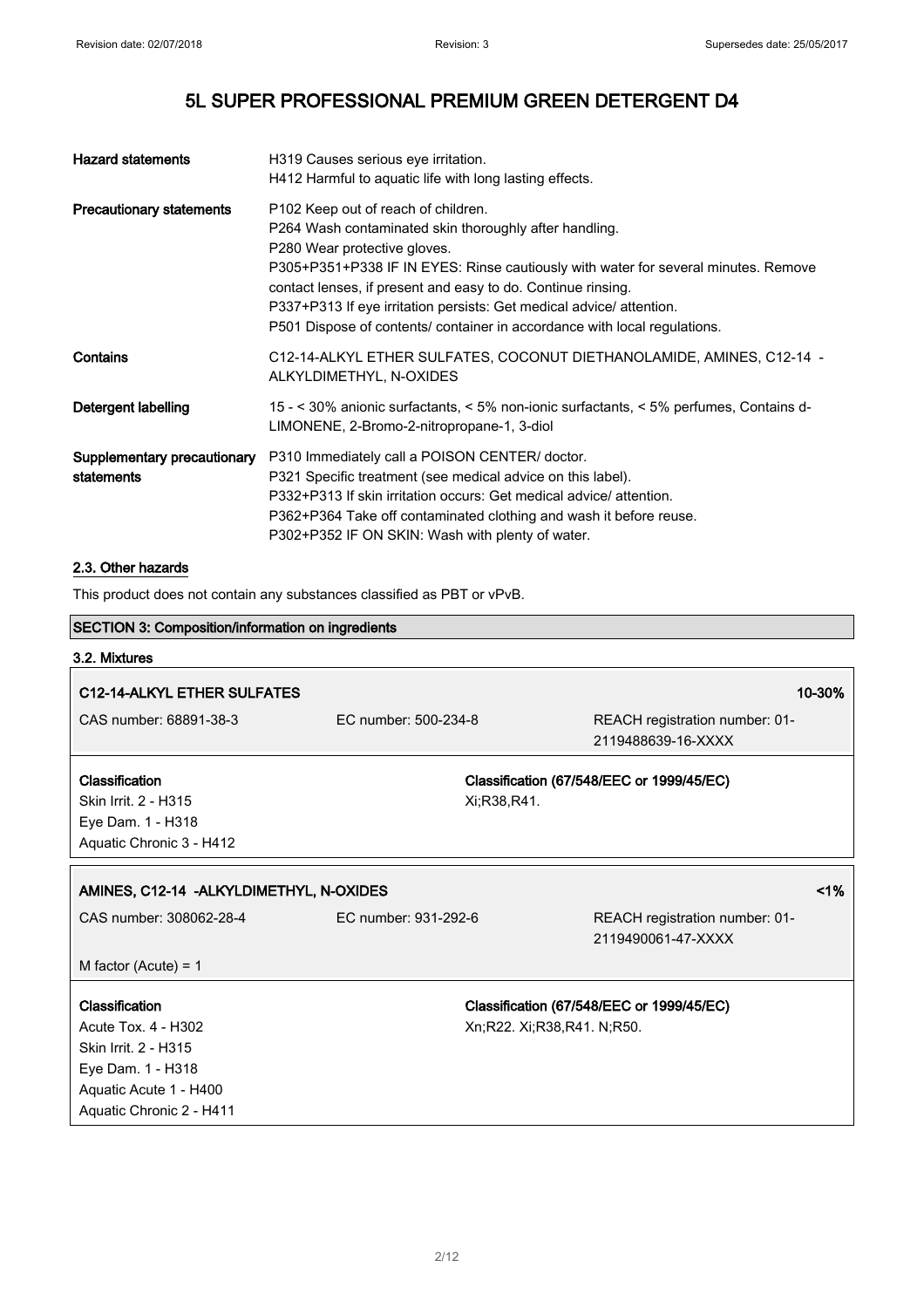# 5L SUPER PROFESSIONAL PREMIUM GREEN DETERGENT D4

| | |
|---|---|
| **Hazard statements** | H319 Causes serious eye irritation.<br>H412 Harmful to aquatic life with long lasting effects. |
| **Precautionary statements** | P102 Keep out of reach of children.<br>P264 Wash contaminated skin thoroughly after handling.<br>P280 Wear protective gloves.<br>P305+P351+P338 IF IN EYES: Rinse cautiously with water for several minutes. Remove contact lenses, if present and easy to do. Continue rinsing.<br>P337+P313 If eye irritation persists: Get medical advice/ attention.<br>P501 Dispose of contents/ container in accordance with local regulations. |
| **Contains** | C12-14-ALKYL ETHER SULFATES, COCONUT DIETHANOLAMIDE, AMINES, C12-14 -ALKYLDIMETHYL, N-OXIDES |
| **Detergent labelling** | 15 - < 30% anionic surfactants, < 5% non-ionic surfactants, < 5% perfumes, Contains d-LIMONENE, 2-Bromo-2-nitropropane-1, 3-diol |
| **Supplementary precautionary statements** | P310 Immediately call a POISON CENTER/ doctor.<br>P321 Specific treatment (see medical advice on this label).<br>P332+P313 If skin irritation occurs: Get medical advice/ attention.<br>P362+P364 Take off contaminated clothing and wash it before reuse.<br>P302+P352 IF ON SKIN: Wash with plenty of water. |

## 2.3. Other hazards

This product does not contain any substances classified as PBT or vPvB.

## SECTION 3: Composition/information on ingredients

### 3.2. Mixtures

**C12-14-ALKYL ETHER SULFATES** — 10-30%

| | | |
|---|---|---|
| CAS number: 68891-38-3 | EC number: 500-234-8 | REACH registration number: 01-2119488639-16-XXXX |

| **Classification** | **Classification (67/548/EEC or 1999/45/EC)** |
|---|---|
| Skin Irrit. 2 - H315<br>Eye Dam. 1 - H318<br>Aquatic Chronic 3 - H412 | Xi;R38,R41. |

**AMINES, C12-14 -ALKYLDIMETHYL, N-OXIDES** — <1%

| | | |
|---|---|---|
| CAS number: 308062-28-4 | EC number: 931-292-6 | REACH registration number: 01-2119490061-47-XXXX |

M factor (Acute) = 1

| **Classification** | **Classification (67/548/EEC or 1999/45/EC)** |
|---|---|
| Acute Tox. 4 - H302<br>Skin Irrit. 2 - H315<br>Eye Dam. 1 - H318<br>Aquatic Acute 1 - H400<br>Aquatic Chronic 2 - H411 | Xn;R22. Xi;R38,R41. N;R50. |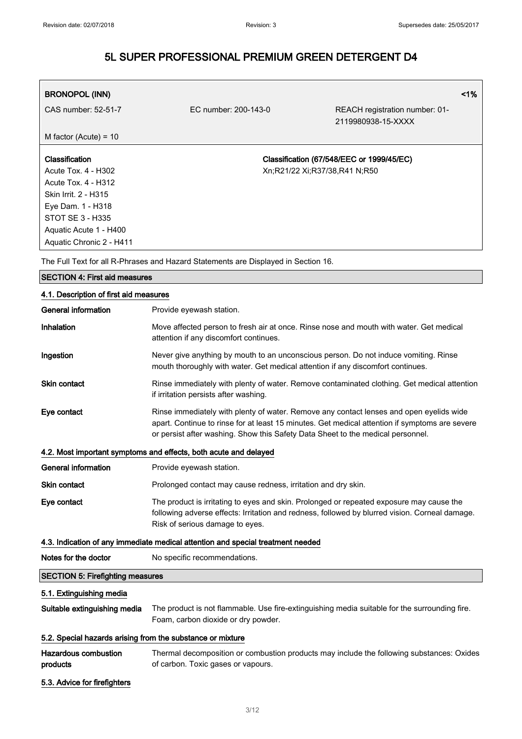# 5L SUPER PROFESSIONAL PREMIUM GREEN DETERGENT D4

| **BRONOPOL (INN)** | | **<1%** |
|---|---|---|
| CAS number: 52-51-7 | EC number: 200-143-0 | REACH registration number: 01-2119980938-15-XXXX |
| M factor (Acute) = 10 | | |
| **Classification**<br>Acute Tox. 4 - H302<br>Acute Tox. 4 - H312<br>Skin Irrit. 2 - H315<br>Eye Dam. 1 - H318<br>STOT SE 3 - H335<br>Aquatic Acute 1 - H400<br>Aquatic Chronic 2 - H411 | | **Classification (67/548/EEC or 1999/45/EC)**<br>Xn;R21/22 Xi;R37/38,R41 N;R50 |

The Full Text for all R-Phrases and Hazard Statements are Displayed in Section 16.

## SECTION 4: First aid measures

### 4.1. Description of first aid measures

**General information** Provide eyewash station.

**Inhalation** Move affected person to fresh air at once. Rinse nose and mouth with water. Get medical attention if any discomfort continues.

**Ingestion** Never give anything by mouth to an unconscious person. Do not induce vomiting. Rinse mouth thoroughly with water. Get medical attention if any discomfort continues.

**Skin contact** Rinse immediately with plenty of water. Remove contaminated clothing. Get medical attention if irritation persists after washing.

**Eye contact** Rinse immediately with plenty of water. Remove any contact lenses and open eyelids wide apart. Continue to rinse for at least 15 minutes. Get medical attention if symptoms are severe or persist after washing. Show this Safety Data Sheet to the medical personnel.

### 4.2. Most important symptoms and effects, both acute and delayed

**General information** Provide eyewash station.

**Skin contact** Prolonged contact may cause redness, irritation and dry skin.

**Eye contact** The product is irritating to eyes and skin. Prolonged or repeated exposure may cause the following adverse effects: Irritation and redness, followed by blurred vision. Corneal damage. Risk of serious damage to eyes.

### 4.3. Indication of any immediate medical attention and special treatment needed

**Notes for the doctor** No specific recommendations.

## SECTION 5: Firefighting measures

### 5.1. Extinguishing media

**Suitable extinguishing media** The product is not flammable. Use fire-extinguishing media suitable for the surrounding fire. Foam, carbon dioxide or dry powder.

### 5.2. Special hazards arising from the substance or mixture

**Hazardous combustion products** Thermal decomposition or combustion products may include the following substances: Oxides of carbon. Toxic gases or vapours.

### 5.3. Advice for firefighters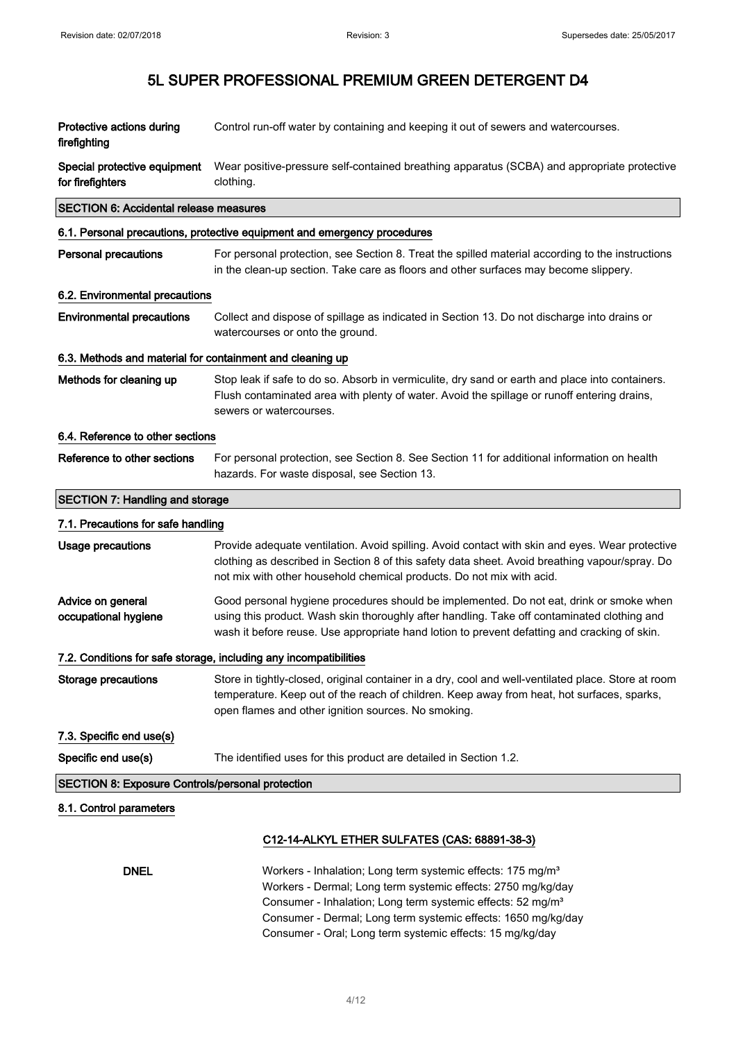# 5L SUPER PROFESSIONAL PREMIUM GREEN DETERGENT D4

| | |
|---|---|
| **Protective actions during firefighting** | Control run-off water by containing and keeping it out of sewers and watercourses. |
| **Special protective equipment for firefighters** | Wear positive-pressure self-contained breathing apparatus (SCBA) and appropriate protective clothing. |

## SECTION 6: Accidental release measures

### 6.1. Personal precautions, protective equipment and emergency procedures

| | |
|---|---|
| **Personal precautions** | For personal protection, see Section 8. Treat the spilled material according to the instructions in the clean-up section. Take care as floors and other surfaces may become slippery. |

### 6.2. Environmental precautions

| | |
|---|---|
| **Environmental precautions** | Collect and dispose of spillage as indicated in Section 13. Do not discharge into drains or watercourses or onto the ground. |

### 6.3. Methods and material for containment and cleaning up

| | |
|---|---|
| **Methods for cleaning up** | Stop leak if safe to do so. Absorb in vermiculite, dry sand or earth and place into containers. Flush contaminated area with plenty of water. Avoid the spillage or runoff entering drains, sewers or watercourses. |

### 6.4. Reference to other sections

| | |
|---|---|
| **Reference to other sections** | For personal protection, see Section 8. See Section 11 for additional information on health hazards. For waste disposal, see Section 13. |

## SECTION 7: Handling and storage

### 7.1. Precautions for safe handling

| | |
|---|---|
| **Usage precautions** | Provide adequate ventilation. Avoid spilling. Avoid contact with skin and eyes. Wear protective clothing as described in Section 8 of this safety data sheet. Avoid breathing vapour/spray. Do not mix with other household chemical products. Do not mix with acid. |
| **Advice on general occupational hygiene** | Good personal hygiene procedures should be implemented. Do not eat, drink or smoke when using this product. Wash skin thoroughly after handling. Take off contaminated clothing and wash it before reuse. Use appropriate hand lotion to prevent defatting and cracking of skin. |

### 7.2. Conditions for safe storage, including any incompatibilities

| | |
|---|---|
| **Storage precautions** | Store in tightly-closed, original container in a dry, cool and well-ventilated place. Store at room temperature. Keep out of the reach of children. Keep away from heat, hot surfaces, sparks, open flames and other ignition sources. No smoking. |

### 7.3. Specific end use(s)

| | |
|---|---|
| **Specific end use(s)** | The identified uses for this product are detailed in Section 1.2. |

## SECTION 8: Exposure Controls/personal protection

### 8.1. Control parameters

**C12-14-ALKYL ETHER SULFATES (CAS: 68891-38-3)**

**DNEL**

Workers - Inhalation; Long term systemic effects: 175 mg/m³
Workers - Dermal; Long term systemic effects: 2750 mg/kg/day
Consumer - Inhalation; Long term systemic effects: 52 mg/m³
Consumer - Dermal; Long term systemic effects: 1650 mg/kg/day
Consumer - Oral; Long term systemic effects: 15 mg/kg/day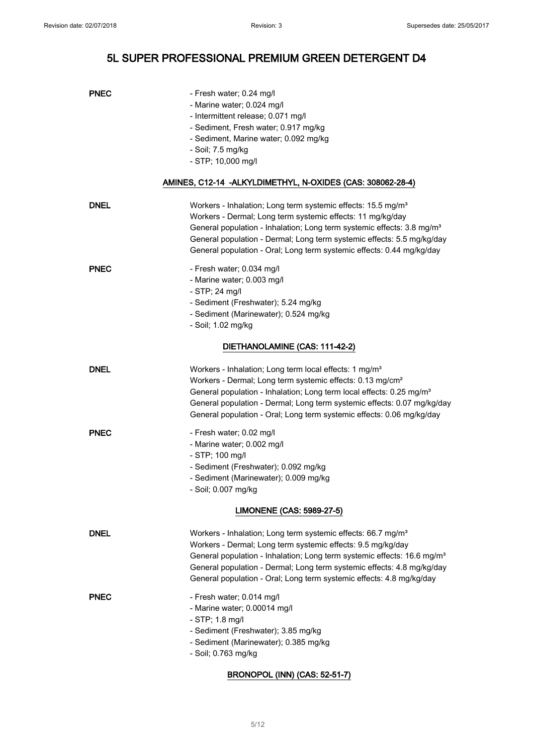**PNEC**

- Fresh water; 0.24 mg/l
- Marine water; 0.024 mg/l
- Intermittent release; 0.071 mg/l
- Sediment, Fresh water; 0.917 mg/kg
- Sediment, Marine water; 0.092 mg/kg
- Soil; 7.5 mg/kg
- STP; 10,000 mg/l

## AMINES, C12-14 -ALKYLDIMETHYL, N-OXIDES (CAS: 308062-28-4)

**DNEL**

Workers - Inhalation; Long term systemic effects: 15.5 mg/m³
Workers - Dermal; Long term systemic effects: 11 mg/kg/day
General population - Inhalation; Long term systemic effects: 3.8 mg/m³
General population - Dermal; Long term systemic effects: 5.5 mg/kg/day
General population - Oral; Long term systemic effects: 0.44 mg/kg/day

**PNEC**

- Fresh water; 0.034 mg/l
- Marine water; 0.003 mg/l
- STP; 24 mg/l
- Sediment (Freshwater); 5.24 mg/kg
- Sediment (Marinewater); 0.524 mg/kg
- Soil; 1.02 mg/kg

## DIETHANOLAMINE (CAS: 111-42-2)

**DNEL**

Workers - Inhalation; Long term local effects: 1 mg/m³
Workers - Dermal; Long term systemic effects: 0.13 mg/cm²
General population - Inhalation; Long term local effects: 0.25 mg/m³
General population - Dermal; Long term systemic effects: 0.07 mg/kg/day
General population - Oral; Long term systemic effects: 0.06 mg/kg/day

**PNEC**

- Fresh water; 0.02 mg/l
- Marine water; 0.002 mg/l
- STP; 100 mg/l
- Sediment (Freshwater); 0.092 mg/kg
- Sediment (Marinewater); 0.009 mg/kg
- Soil; 0.007 mg/kg

## LIMONENE (CAS: 5989-27-5)

**DNEL**

Workers - Inhalation; Long term systemic effects: 66.7 mg/m³
Workers - Dermal; Long term systemic effects: 9.5 mg/kg/day
General population - Inhalation; Long term systemic effects: 16.6 mg/m³
General population - Dermal; Long term systemic effects: 4.8 mg/kg/day
General population - Oral; Long term systemic effects: 4.8 mg/kg/day

**PNEC**

- Fresh water; 0.014 mg/l
- Marine water; 0.00014 mg/l
- STP; 1.8 mg/l
- Sediment (Freshwater); 3.85 mg/kg
- Sediment (Marinewater); 0.385 mg/kg
- Soil; 0.763 mg/kg

## BRONOPOL (INN) (CAS: 52-51-7)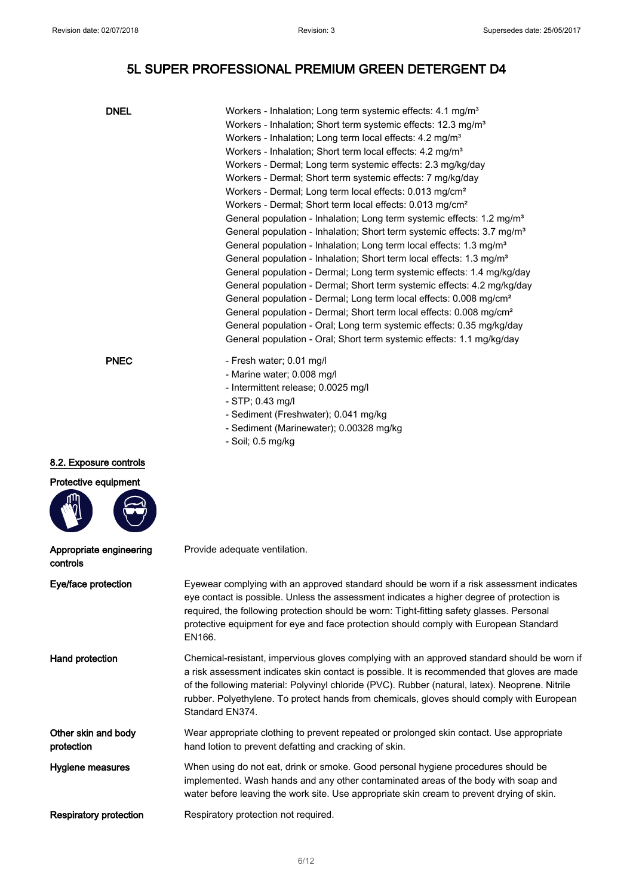# 5L SUPER PROFESSIONAL PREMIUM GREEN DETERGENT D4

**DNEL**

Workers - Inhalation; Long term systemic effects: 4.1 mg/m³
Workers - Inhalation; Short term systemic effects: 12.3 mg/m³
Workers - Inhalation; Long term local effects: 4.2 mg/m³
Workers - Inhalation; Short term local effects: 4.2 mg/m³
Workers - Dermal; Long term systemic effects: 2.3 mg/kg/day
Workers - Dermal; Short term systemic effects: 7 mg/kg/day
Workers - Dermal; Long term local effects: 0.013 mg/cm²
Workers - Dermal; Short term local effects: 0.013 mg/cm²
General population - Inhalation; Long term systemic effects: 1.2 mg/m³
General population - Inhalation; Short term systemic effects: 3.7 mg/m³
General population - Inhalation; Long term local effects: 1.3 mg/m³
General population - Inhalation; Short term local effects: 1.3 mg/m³
General population - Dermal; Long term systemic effects: 1.4 mg/kg/day
General population - Dermal; Short term systemic effects: 4.2 mg/kg/day
General population - Dermal; Long term local effects: 0.008 mg/cm²
General population - Dermal; Short term local effects: 0.008 mg/cm²
General population - Oral; Long term systemic effects: 0.35 mg/kg/day
General population - Oral; Short term systemic effects: 1.1 mg/kg/day

**PNEC**

- Fresh water; 0.01 mg/l
- Marine water; 0.008 mg/l
- Intermittent release; 0.0025 mg/l
- STP; 0.43 mg/l
- Sediment (Freshwater); 0.041 mg/kg
- Sediment (Marinewater); 0.00328 mg/kg
- Soil; 0.5 mg/kg

## 8.2. Exposure controls

**Protective equipment**

**Appropriate engineering controls**

Provide adequate ventilation.

**Eye/face protection**

Eyewear complying with an approved standard should be worn if a risk assessment indicates eye contact is possible. Unless the assessment indicates a higher degree of protection is required, the following protection should be worn: Tight-fitting safety glasses. Personal protective equipment for eye and face protection should comply with European Standard EN166.

**Hand protection**

Chemical-resistant, impervious gloves complying with an approved standard should be worn if a risk assessment indicates skin contact is possible. It is recommended that gloves are made of the following material: Polyvinyl chloride (PVC). Rubber (natural, latex). Neoprene. Nitrile rubber. Polyethylene. To protect hands from chemicals, gloves should comply with European Standard EN374.

**Other skin and body protection**

Wear appropriate clothing to prevent repeated or prolonged skin contact. Use appropriate hand lotion to prevent defatting and cracking of skin.

**Hygiene measures**

When using do not eat, drink or smoke. Good personal hygiene procedures should be implemented. Wash hands and any other contaminated areas of the body with soap and water before leaving the work site. Use appropriate skin cream to prevent drying of skin.

**Respiratory protection**

Respiratory protection not required.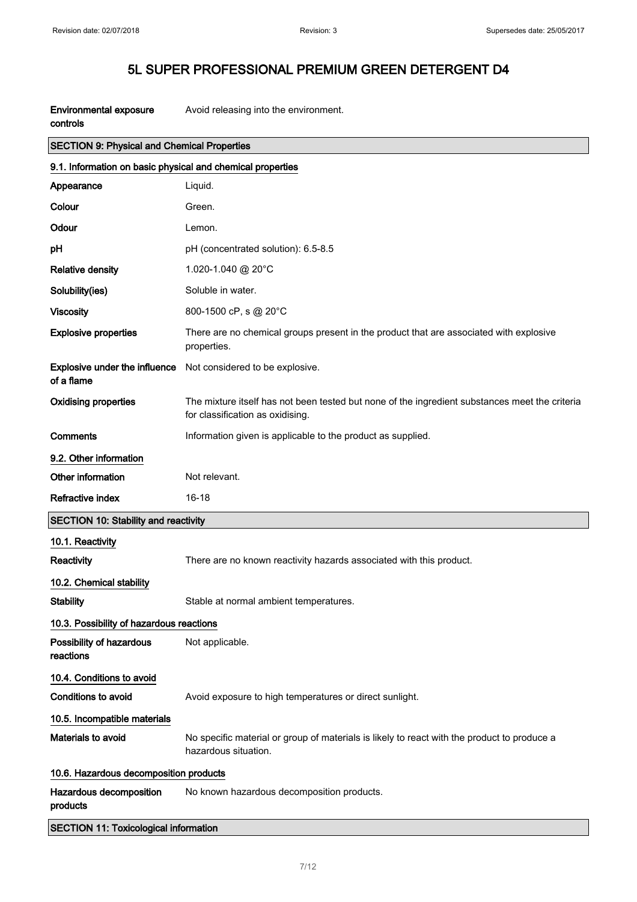| | |
|---|---|
| **Environmental exposure controls** | Avoid releasing into the environment. |

## SECTION 9: Physical and Chemical Properties

### 9.1. Information on basic physical and chemical properties

| | |
|---|---|
| **Appearance** | Liquid. |
| **Colour** | Green. |
| **Odour** | Lemon. |
| **pH** | pH (concentrated solution): 6.5-8.5 |
| **Relative density** | 1.020-1.040 @ 20°C |
| **Solubility(ies)** | Soluble in water. |
| **Viscosity** | 800-1500 cP, s @ 20°C |
| **Explosive properties** | There are no chemical groups present in the product that are associated with explosive properties. |
| **Explosive under the influence of a flame** | Not considered to be explosive. |
| **Oxidising properties** | The mixture itself has not been tested but none of the ingredient substances meet the criteria for classification as oxidising. |
| **Comments** | Information given is applicable to the product as supplied. |

### 9.2. Other information

| | |
|---|---|
| **Other information** | Not relevant. |
| **Refractive index** | 16-18 |

## SECTION 10: Stability and reactivity

### 10.1. Reactivity

| | |
|---|---|
| **Reactivity** | There are no known reactivity hazards associated with this product. |

### 10.2. Chemical stability

| | |
|---|---|
| **Stability** | Stable at normal ambient temperatures. |

### 10.3. Possibility of hazardous reactions

| | |
|---|---|
| **Possibility of hazardous reactions** | Not applicable. |

### 10.4. Conditions to avoid

| | |
|---|---|
| **Conditions to avoid** | Avoid exposure to high temperatures or direct sunlight. |

### 10.5. Incompatible materials

| | |
|---|---|
| **Materials to avoid** | No specific material or group of materials is likely to react with the product to produce a hazardous situation. |

### 10.6. Hazardous decomposition products

| | |
|---|---|
| **Hazardous decomposition products** | No known hazardous decomposition products. |

## SECTION 11: Toxicological information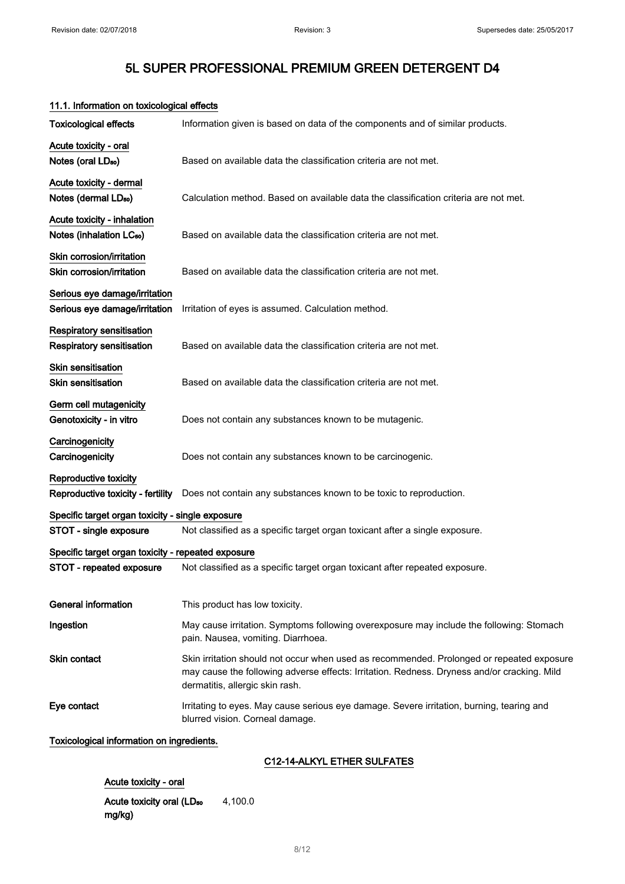# 5L SUPER PROFESSIONAL PREMIUM GREEN DETERGENT D4

## 11.1. Information on toxicological effects

| | |
|---|---|
| **Toxicological effects** | Information given is based on data of the components and of similar products. |

**Acute toxicity - oral**

| | |
|---|---|
| **Notes (oral $LD_{50}$)** | Based on available data the classification criteria are not met. |

**Acute toxicity - dermal**

| | |
|---|---|
| **Notes (dermal $LD_{50}$)** | Calculation method. Based on available data the classification criteria are not met. |

**Acute toxicity - inhalation**

| | |
|---|---|
| **Notes (inhalation $LC_{50}$)** | Based on available data the classification criteria are not met. |

**Skin corrosion/irritation**

| | |
|---|---|
| **Skin corrosion/irritation** | Based on available data the classification criteria are not met. |

**Serious eye damage/irritation**

| | |
|---|---|
| **Serious eye damage/irritation** | Irritation of eyes is assumed. Calculation method. |

**Respiratory sensitisation**

| | |
|---|---|
| **Respiratory sensitisation** | Based on available data the classification criteria are not met. |

**Skin sensitisation**

| | |
|---|---|
| **Skin sensitisation** | Based on available data the classification criteria are not met. |

**Germ cell mutagenicity**

| | |
|---|---|
| **Genotoxicity - in vitro** | Does not contain any substances known to be mutagenic. |

**Carcinogenicity**

| | |
|---|---|
| **Carcinogenicity** | Does not contain any substances known to be carcinogenic. |

**Reproductive toxicity**

| | |
|---|---|
| **Reproductive toxicity - fertility** | Does not contain any substances known to be toxic to reproduction. |

**Specific target organ toxicity - single exposure**

| | |
|---|---|
| **STOT - single exposure** | Not classified as a specific target organ toxicant after a single exposure. |

**Specific target organ toxicity - repeated exposure**

| | |
|---|---|
| **STOT - repeated exposure** | Not classified as a specific target organ toxicant after repeated exposure. |

| | |
|---|---|
| **General information** | This product has low toxicity. |
| **Ingestion** | May cause irritation. Symptoms following overexposure may include the following: Stomach pain. Nausea, vomiting. Diarrhoea. |
| **Skin contact** | Skin irritation should not occur when used as recommended. Prolonged or repeated exposure may cause the following adverse effects: Irritation. Redness. Dryness and/or cracking. Mild dermatitis, allergic skin rash. |
| **Eye contact** | Irritating to eyes. May cause serious eye damage. Severe irritation, burning, tearing and blurred vision. Corneal damage. |

**Toxicological information on ingredients.**

### C12-14-ALKYL ETHER SULFATES

**Acute toxicity - oral**

| | |
|---|---|
| **Acute toxicity oral ($LD_{50}$ mg/kg)** | 4,100.0 |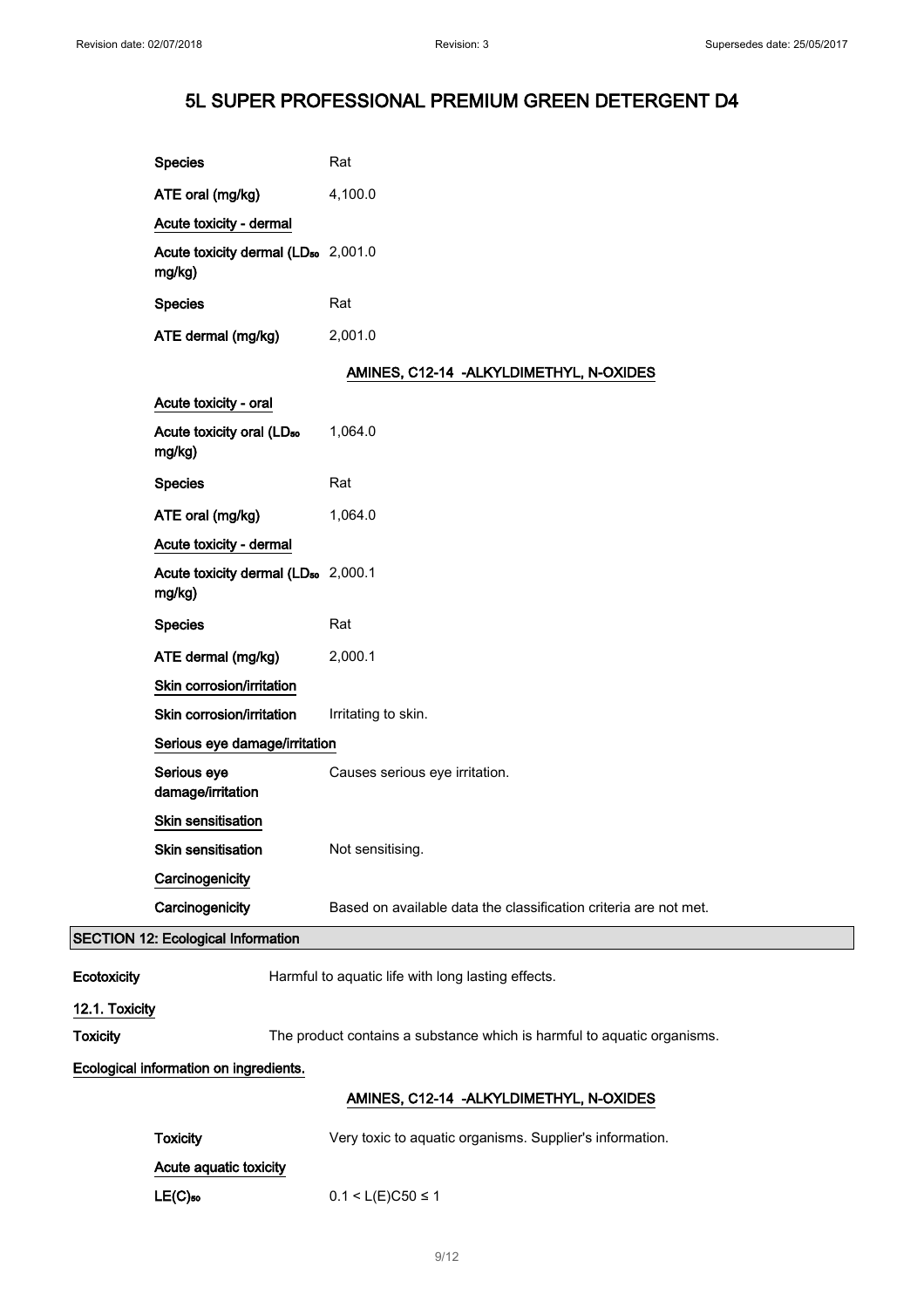| | |
|---|---|
| **Species** | Rat |
| **ATE oral (mg/kg)** | 4,100.0 |

**Acute toxicity - dermal**

| | |
|---|---|
| **Acute toxicity dermal ($LD_{50}$ mg/kg)** | 2,001.0 |
| **Species** | Rat |
| **ATE dermal (mg/kg)** | 2,001.0 |

### AMINES, C12-14 -ALKYLDIMETHYL, N-OXIDES

**Acute toxicity - oral**

| | |
|---|---|
| **Acute toxicity oral ($LD_{50}$ mg/kg)** | 1,064.0 |
| **Species** | Rat |
| **ATE oral (mg/kg)** | 1,064.0 |

**Acute toxicity - dermal**

| | |
|---|---|
| **Acute toxicity dermal ($LD_{50}$ mg/kg)** | 2,000.1 |
| **Species** | Rat |
| **ATE dermal (mg/kg)** | 2,000.1 |

**Skin corrosion/irritation**

| | |
|---|---|
| **Skin corrosion/irritation** | Irritating to skin. |

**Serious eye damage/irritation**

| | |
|---|---|
| **Serious eye damage/irritation** | Causes serious eye irritation. |

**Skin sensitisation**

| | |
|---|---|
| **Skin sensitisation** | Not sensitising. |

**Carcinogenicity**

| | |
|---|---|
| **Carcinogenicity** | Based on available data the classification criteria are not met. |

## SECTION 12: Ecological Information

| | |
|---|---|
| **Ecotoxicity** | Harmful to aquatic life with long lasting effects. |

**12.1. Toxicity**

| | |
|---|---|
| **Toxicity** | The product contains a substance which is harmful to aquatic organisms. |

**Ecological information on ingredients.**

### AMINES, C12-14 -ALKYLDIMETHYL, N-OXIDES

| | |
|---|---|
| **Toxicity** | Very toxic to aquatic organisms. Supplier's information. |

**Acute aquatic toxicity**

| | |
|---|---|
| **$LE(C)_{50}$** | $0.1 < L(E)C50 \leq 1$ |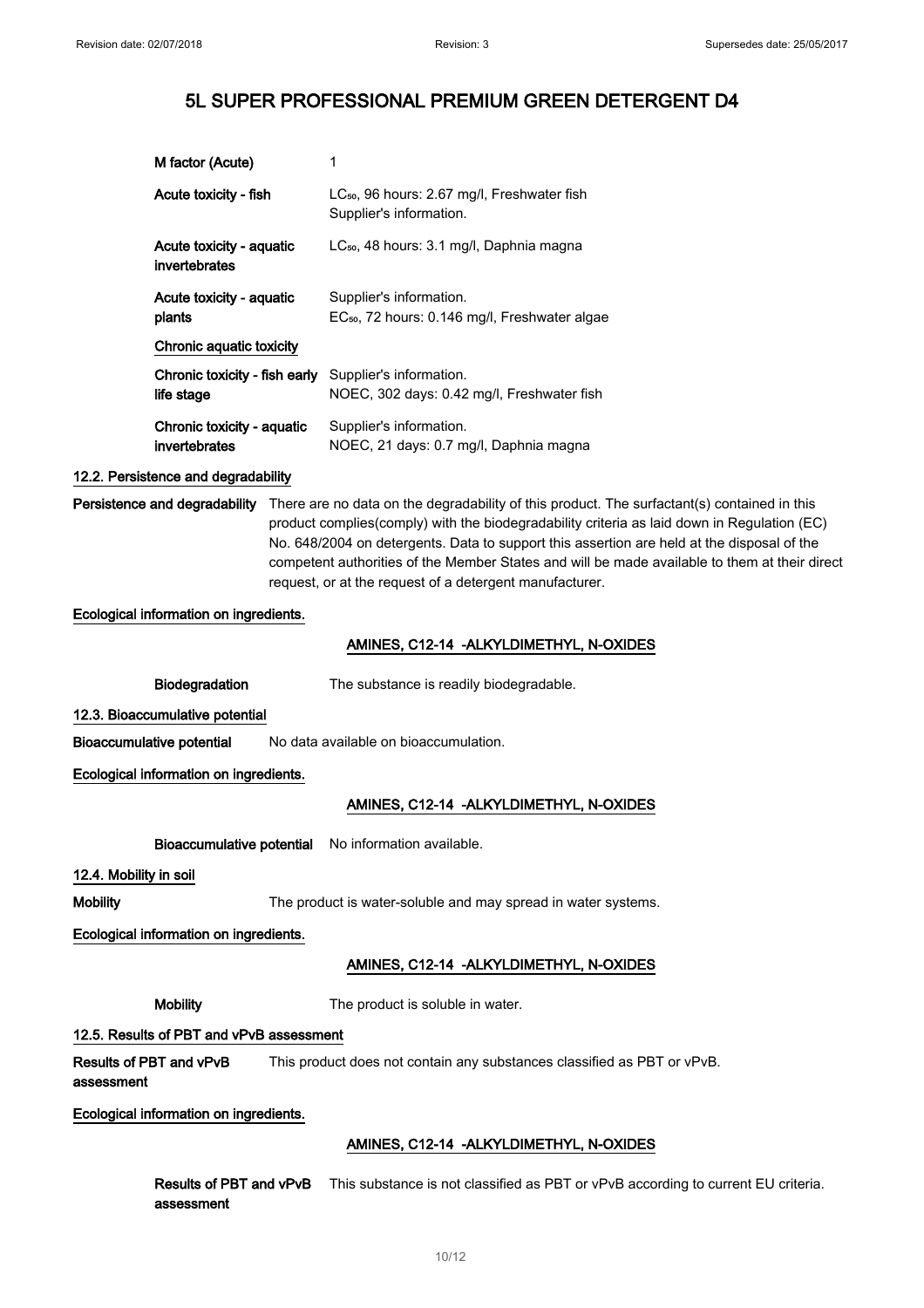| | |
|---|---|
| **M factor (Acute)** | 1 |
| **Acute toxicity - fish** | $LC_{50}$, 96 hours: 2.67 mg/l, Freshwater fish<br>Supplier's information. |
| **Acute toxicity - aquatic invertebrates** | $LC_{50}$, 48 hours: 3.1 mg/l, Daphnia magna |
| **Acute toxicity - aquatic plants** | Supplier's information.<br>$EC_{50}$, 72 hours: 0.146 mg/l, Freshwater algae |
| **Chronic aquatic toxicity** | |
| **Chronic toxicity - fish early life stage** | Supplier's information.<br>NOEC, 302 days: 0.42 mg/l, Freshwater fish |
| **Chronic toxicity - aquatic invertebrates** | Supplier's information.<br>NOEC, 21 days: 0.7 mg/l, Daphnia magna |

### 12.2. Persistence and degradability

**Persistence and degradability** There are no data on the degradability of this product. The surfactant(s) contained in this product complies(comply) with the biodegradability criteria as laid down in Regulation (EC) No. 648/2004 on detergents. Data to support this assertion are held at the disposal of the competent authorities of the Member States and will be made available to them at their direct request, or at the request of a detergent manufacturer.

**Ecological information on ingredients.**

**AMINES, C12-14 -ALKYLDIMETHYL, N-OXIDES**

**Biodegradation** The substance is readily biodegradable.

### 12.3. Bioaccumulative potential

**Bioaccumulative potential** No data available on bioaccumulation.

**Ecological information on ingredients.**

**AMINES, C12-14 -ALKYLDIMETHYL, N-OXIDES**

**Bioaccumulative potential** No information available.

### 12.4. Mobility in soil

**Mobility** The product is water-soluble and may spread in water systems.

**Ecological information on ingredients.**

**AMINES, C12-14 -ALKYLDIMETHYL, N-OXIDES**

**Mobility** The product is soluble in water.

### 12.5. Results of PBT and vPvB assessment

**Results of PBT and vPvB assessment** This product does not contain any substances classified as PBT or vPvB.

**Ecological information on ingredients.**

**AMINES, C12-14 -ALKYLDIMETHYL, N-OXIDES**

**Results of PBT and vPvB assessment** This substance is not classified as PBT or vPvB according to current EU criteria.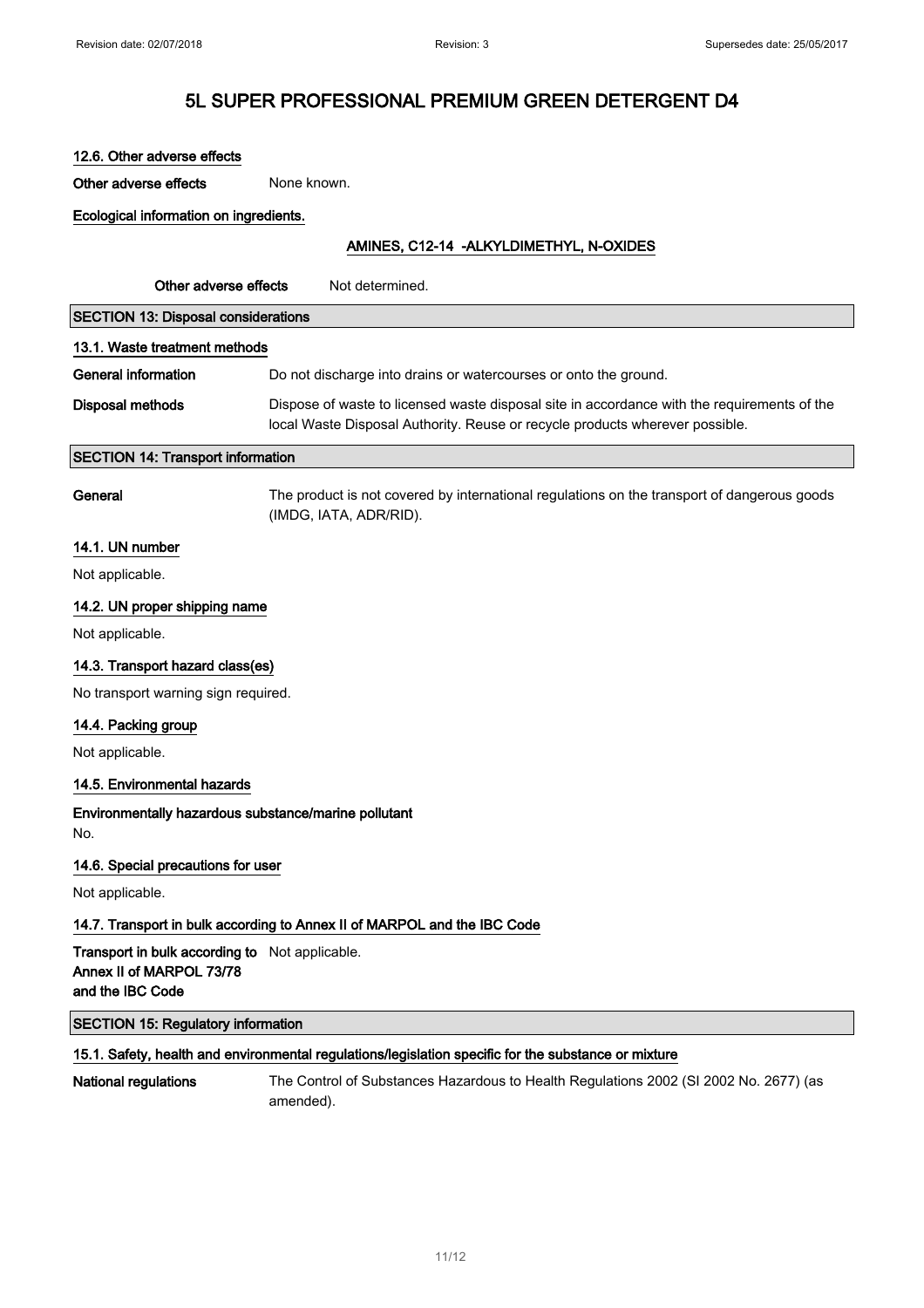# 5L SUPER PROFESSIONAL PREMIUM GREEN DETERGENT D4

### 12.6. Other adverse effects

**Other adverse effects** None known.

**Ecological information on ingredients.**

**AMINES, C12-14 -ALKYLDIMETHYL, N-OXIDES**

**Other adverse effects** Not determined.

## SECTION 13: Disposal considerations

### 13.1. Waste treatment methods

**General information** Do not discharge into drains or watercourses or onto the ground.

**Disposal methods** Dispose of waste to licensed waste disposal site in accordance with the requirements of the local Waste Disposal Authority. Reuse or recycle products wherever possible.

## SECTION 14: Transport information

**General** The product is not covered by international regulations on the transport of dangerous goods (IMDG, IATA, ADR/RID).

### 14.1. UN number

Not applicable.

### 14.2. UN proper shipping name

Not applicable.

### 14.3. Transport hazard class(es)

No transport warning sign required.

### 14.4. Packing group

Not applicable.

### 14.5. Environmental hazards

**Environmentally hazardous substance/marine pollutant**

No.

### 14.6. Special precautions for user

Not applicable.

### 14.7. Transport in bulk according to Annex II of MARPOL and the IBC Code

**Transport in bulk according to Annex II of MARPOL 73/78 and the IBC Code** Not applicable.

## SECTION 15: Regulatory information

### 15.1. Safety, health and environmental regulations/legislation specific for the substance or mixture

**National regulations** The Control of Substances Hazardous to Health Regulations 2002 (SI 2002 No. 2677) (as amended).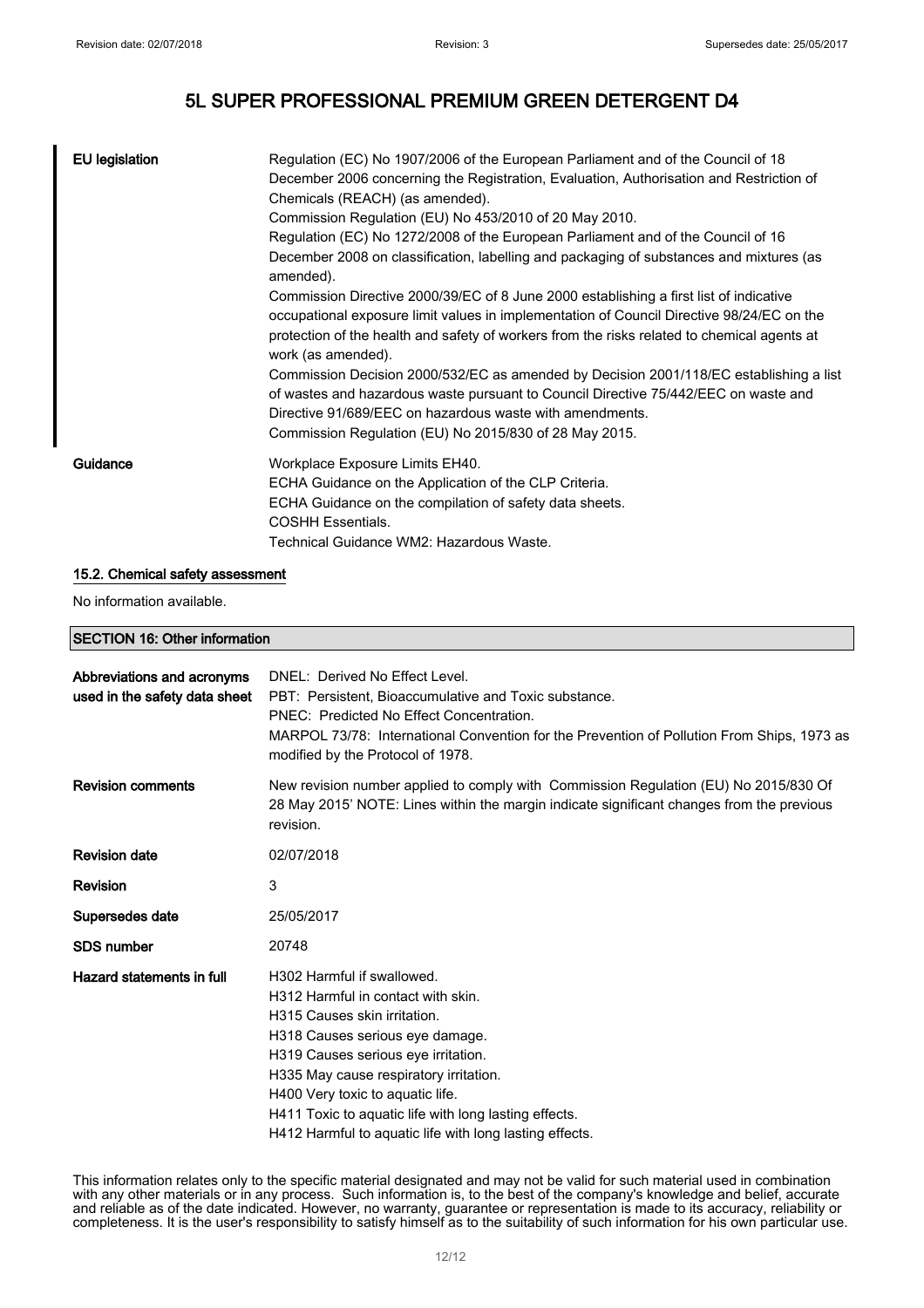| | |
|---|---|
| **EU legislation** | Regulation (EC) No 1907/2006 of the European Parliament and of the Council of 18 December 2006 concerning the Registration, Evaluation, Authorisation and Restriction of Chemicals (REACH) (as amended).<br>Commission Regulation (EU) No 453/2010 of 20 May 2010.<br>Regulation (EC) No 1272/2008 of the European Parliament and of the Council of 16 December 2008 on classification, labelling and packaging of substances and mixtures (as amended).<br>Commission Directive 2000/39/EC of 8 June 2000 establishing a first list of indicative occupational exposure limit values in implementation of Council Directive 98/24/EC on the protection of the health and safety of workers from the risks related to chemical agents at work (as amended).<br>Commission Decision 2000/532/EC as amended by Decision 2001/118/EC establishing a list of wastes and hazardous waste pursuant to Council Directive 75/442/EEC on waste and Directive 91/689/EEC on hazardous waste with amendments.<br>Commission Regulation (EU) No 2015/830 of 28 May 2015. |
| **Guidance** | Workplace Exposure Limits EH40.<br>ECHA Guidance on the Application of the CLP Criteria.<br>ECHA Guidance on the compilation of safety data sheets.<br>COSHH Essentials.<br>Technical Guidance WM2: Hazardous Waste. |

### 15.2. Chemical safety assessment

No information available.

## SECTION 16: Other information

| | |
|---|---|
| **Abbreviations and acronyms used in the safety data sheet** | DNEL: Derived No Effect Level.<br>PBT: Persistent, Bioaccumulative and Toxic substance.<br>PNEC: Predicted No Effect Concentration.<br>MARPOL 73/78: International Convention for the Prevention of Pollution From Ships, 1973 as modified by the Protocol of 1978. |
| **Revision comments** | New revision number applied to comply with Commission Regulation (EU) No 2015/830 Of 28 May 2015' NOTE: Lines within the margin indicate significant changes from the previous revision. |
| **Revision date** | 02/07/2018 |
| **Revision** | 3 |
| **Supersedes date** | 25/05/2017 |
| **SDS number** | 20748 |
| **Hazard statements in full** | H302 Harmful if swallowed.<br>H312 Harmful in contact with skin.<br>H315 Causes skin irritation.<br>H318 Causes serious eye damage.<br>H319 Causes serious eye irritation.<br>H335 May cause respiratory irritation.<br>H400 Very toxic to aquatic life.<br>H411 Toxic to aquatic life with long lasting effects.<br>H412 Harmful to aquatic life with long lasting effects. |

This information relates only to the specific material designated and may not be valid for such material used in combination with any other materials or in any process. Such information is, to the best of the company's knowledge and belief, accurate and reliable as of the date indicated. However, no warranty, guarantee or representation is made to its accuracy, reliability or completeness. It is the user's responsibility to satisfy himself as to the suitability of such information for his own particular use.